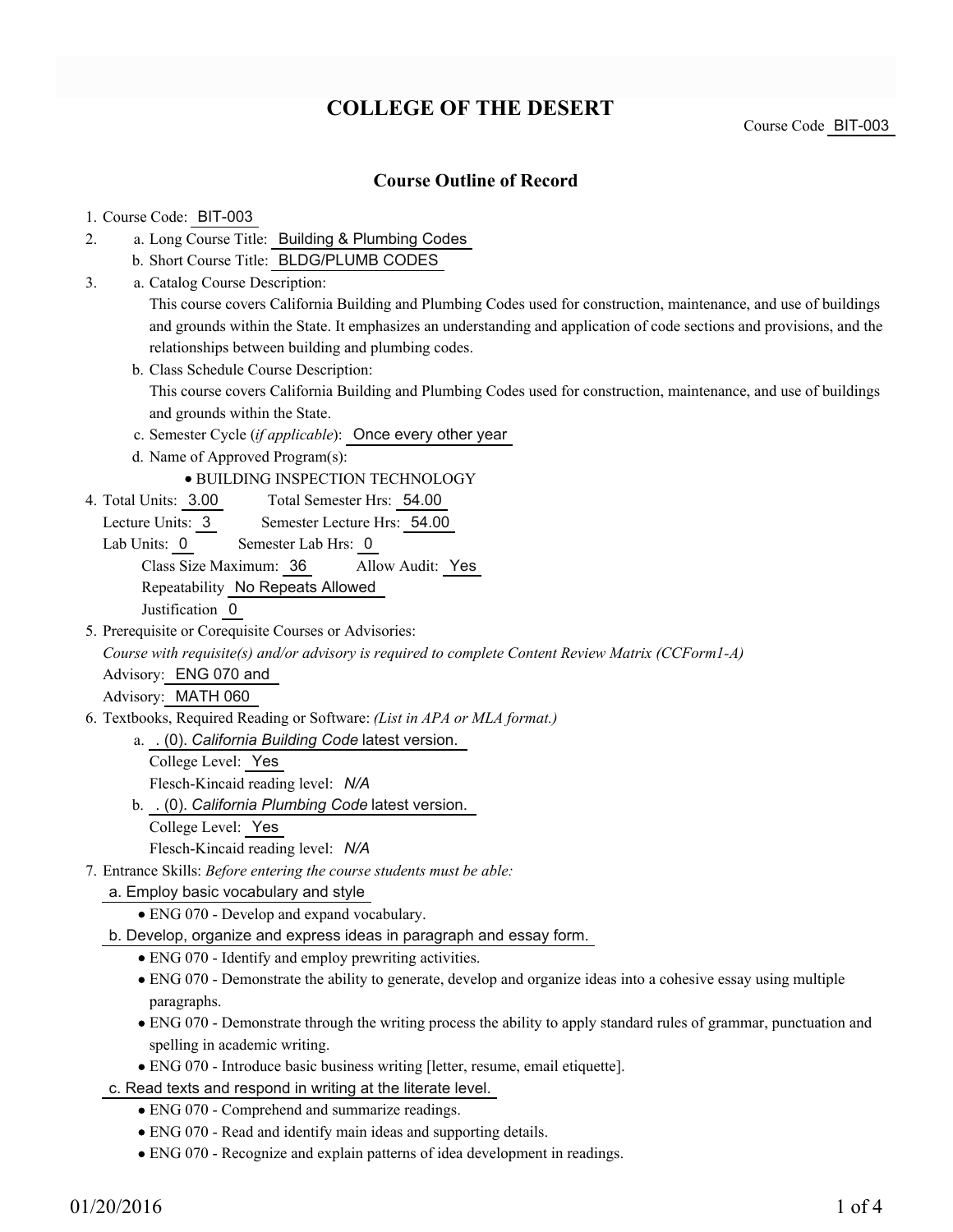# COLLEGE OF THE DESERT

Course Code BIT-003

## Course Outline of Record

1. Course Code: BIT-003
2. a. Long Course Title: Building & Plumbing Codes
   b. Short Course Title: BLDG/PLUMB CODES
3. a. Catalog Course Description:
   This course covers California Building and Plumbing Codes used for construction, maintenance, and use of buildings and grounds within the State. It emphasizes an understanding and application of code sections and provisions, and the relationships between building and plumbing codes.
   b. Class Schedule Course Description:
   This course covers California Building and Plumbing Codes used for construction, maintenance, and use of buildings and grounds within the State.
   c. Semester Cycle (*if applicable*): Once every other year
   d. Name of Approved Program(s):
   - BUILDING INSPECTION TECHNOLOGY
4. Total Units: 3.00 Total Semester Hrs: 54.00
   Lecture Units: 3 Semester Lecture Hrs: 54.00
   Lab Units: 0 Semester Lab Hrs: 0
   Class Size Maximum: 36 Allow Audit: Yes
   Repeatability No Repeats Allowed
   Justification 0
5. Prerequisite or Corequisite Courses or Advisories:
   *Course with requisite(s) and/or advisory is required to complete Content Review Matrix (CCForm1-A)*
   Advisory: ENG 070 and
   Advisory: MATH 060
6. Textbooks, Required Reading or Software: *(List in APA or MLA format.)*
   a. . (0). *California Building Code* latest version.
   College Level: Yes
   Flesch-Kincaid reading level: *N/A*
   b. . (0). *California Plumbing Code* latest version.
   College Level: Yes
   Flesch-Kincaid reading level: *N/A*
7. Entrance Skills: *Before entering the course students must be able:*
   a. Employ basic vocabulary and style
   - ENG 070 - Develop and expand vocabulary.

   b. Develop, organize and express ideas in paragraph and essay form.
   - ENG 070 - Identify and employ prewriting activities.
   - ENG 070 - Demonstrate the ability to generate, develop and organize ideas into a cohesive essay using multiple paragraphs.
   - ENG 070 - Demonstrate through the writing process the ability to apply standard rules of grammar, punctuation and spelling in academic writing.
   - ENG 070 - Introduce basic business writing [letter, resume, email etiquette].

   c. Read texts and respond in writing at the literate level.
   - ENG 070 - Comprehend and summarize readings.
   - ENG 070 - Read and identify main ideas and supporting details.
   - ENG 070 - Recognize and explain patterns of idea development in readings.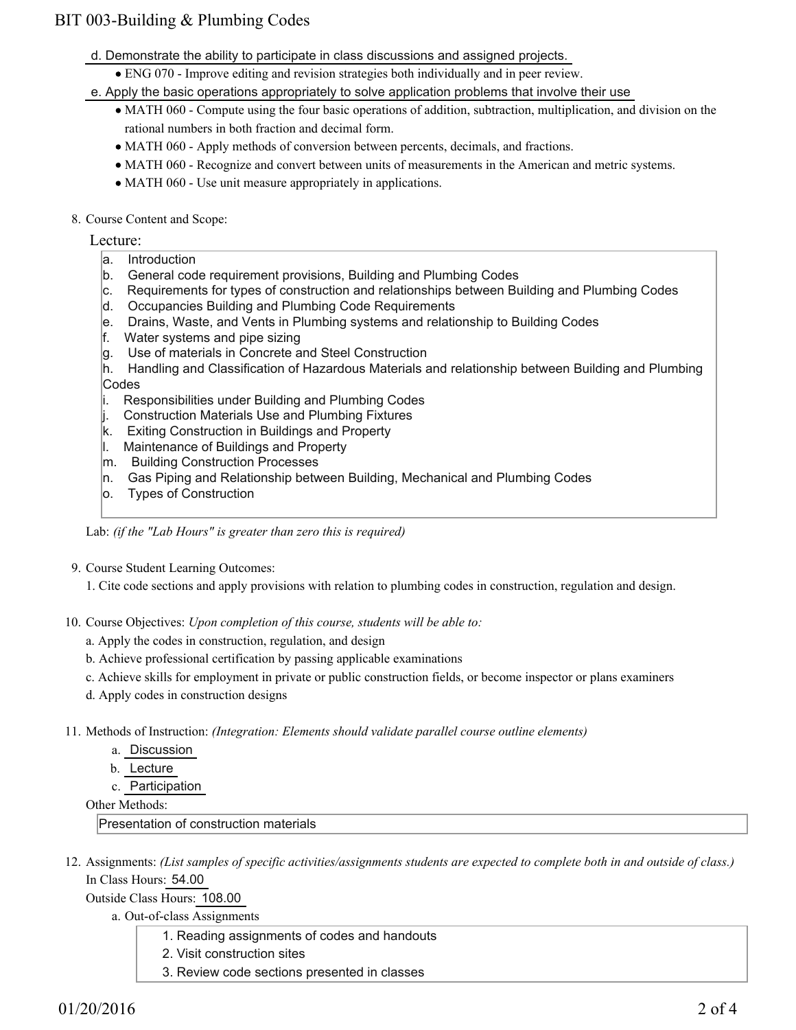d. Demonstrate the ability to participate in class discussions and assigned projects.

- ENG 070 - Improve editing and revision strategies both individually and in peer review.

e. Apply the basic operations appropriately to solve application problems that involve their use

- MATH 060 - Compute using the four basic operations of addition, subtraction, multiplication, and division on the rational numbers in both fraction and decimal form.
- MATH 060 - Apply methods of conversion between percents, decimals, and fractions.
- MATH 060 - Recognize and convert between units of measurements in the American and metric systems.
- MATH 060 - Use unit measure appropriately in applications.

8. Course Content and Scope:

Lecture:

a. Introduction
b. General code requirement provisions, Building and Plumbing Codes
c. Requirements for types of construction and relationships between Building and Plumbing Codes
d. Occupancies Building and Plumbing Code Requirements
e. Drains, Waste, and Vents in Plumbing systems and relationship to Building Codes
f. Water systems and pipe sizing
g. Use of materials in Concrete and Steel Construction
h. Handling and Classification of Hazardous Materials and relationship between Building and Plumbing Codes
i. Responsibilities under Building and Plumbing Codes
j. Construction Materials Use and Plumbing Fixtures
k. Exiting Construction in Buildings and Property
l. Maintenance of Buildings and Property
m. Building Construction Processes
n. Gas Piping and Relationship between Building, Mechanical and Plumbing Codes
o. Types of Construction

Lab: *(if the "Lab Hours" is greater than zero this is required)*

9. Course Student Learning Outcomes:

1. Cite code sections and apply provisions with relation to plumbing codes in construction, regulation and design.

10. Course Objectives: *Upon completion of this course, students will be able to:*

a. Apply the codes in construction, regulation, and design
b. Achieve professional certification by passing applicable examinations
c. Achieve skills for employment in private or public construction fields, or become inspector or plans examiners
d. Apply codes in construction designs

11. Methods of Instruction: *(Integration: Elements should validate parallel course outline elements)*

a. Discussion
b. Lecture
c. Participation

Other Methods:

Presentation of construction materials

12. Assignments: *(List samples of specific activities/assignments students are expected to complete both in and outside of class.)*

In Class Hours: 54.00

Outside Class Hours: 108.00

a. Out-of-class Assignments

1. Reading assignments of codes and handouts
2. Visit construction sites
3. Review code sections presented in classes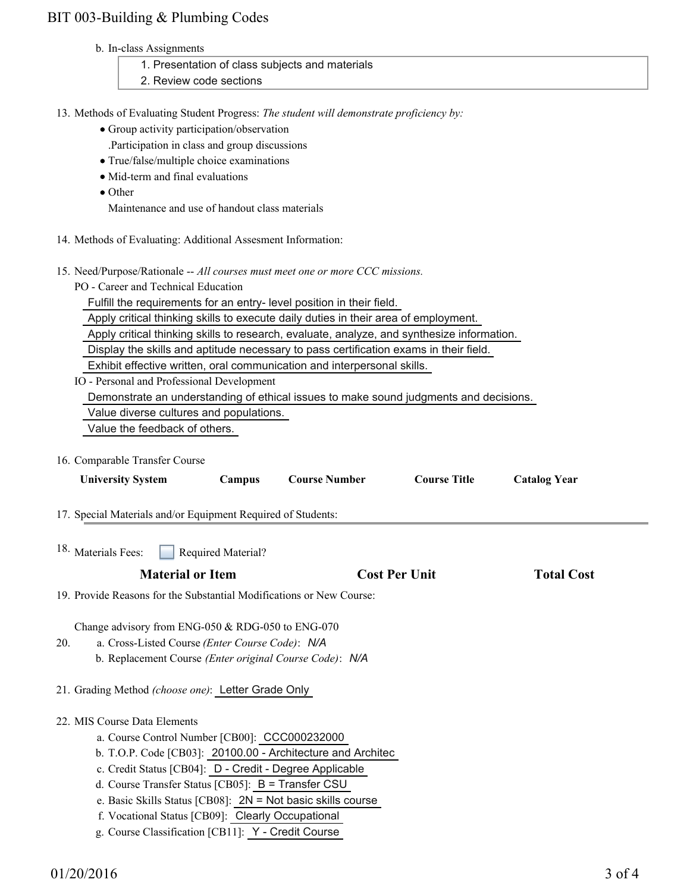b. In-class Assignments

1. Presentation of class subjects and materials
2. Review code sections

13. Methods of Evaluating Student Progress: *The student will demonstrate proficiency by:*
    - Group activity participation/observation
      .Participation in class and group discussions
    - True/false/multiple choice examinations
    - Mid-term and final evaluations
    - Other
      Maintenance and use of handout class materials

14. Methods of Evaluating: Additional Assesment Information:

15. Need/Purpose/Rationale -- *All courses must meet one or more CCC missions.*

    PO - Career and Technical Education

    Fulfill the requirements for an entry- level position in their field.

    Apply critical thinking skills to execute daily duties in their area of employment.

    Apply critical thinking skills to research, evaluate, analyze, and synthesize information.

    Display the skills and aptitude necessary to pass certification exams in their field.

    Exhibit effective written, oral communication and interpersonal skills.

    IO - Personal and Professional Development

    Demonstrate an understanding of ethical issues to make sound judgments and decisions.

    Value diverse cultures and populations.

    Value the feedback of others.

16. Comparable Transfer Course

| University System | Campus | Course Number | Course Title | Catalog Year |
|---|---|---|---|---|

17. Special Materials and/or Equipment Required of Students:

18. Materials Fees: ☐ Required Material?

| Material or Item | Cost Per Unit | Total Cost |
|---|---|---|

19. Provide Reasons for the Substantial Modifications or New Course:

    Change advisory from ENG-050 & RDG-050 to ENG-070

20. a. Cross-Listed Course *(Enter Course Code)*: *N/A*
    b. Replacement Course *(Enter original Course Code)*: *N/A*

21. Grading Method *(choose one)*: Letter Grade Only

22. MIS Course Data Elements
    a. Course Control Number [CB00]: CCC000232000
    b. T.O.P. Code [CB03]: 20100.00 - Architecture and Architec
    c. Credit Status [CB04]: D - Credit - Degree Applicable
    d. Course Transfer Status [CB05]: B = Transfer CSU
    e. Basic Skills Status [CB08]: 2N = Not basic skills course
    f. Vocational Status [CB09]: Clearly Occupational
    g. Course Classification [CB11]: Y - Credit Course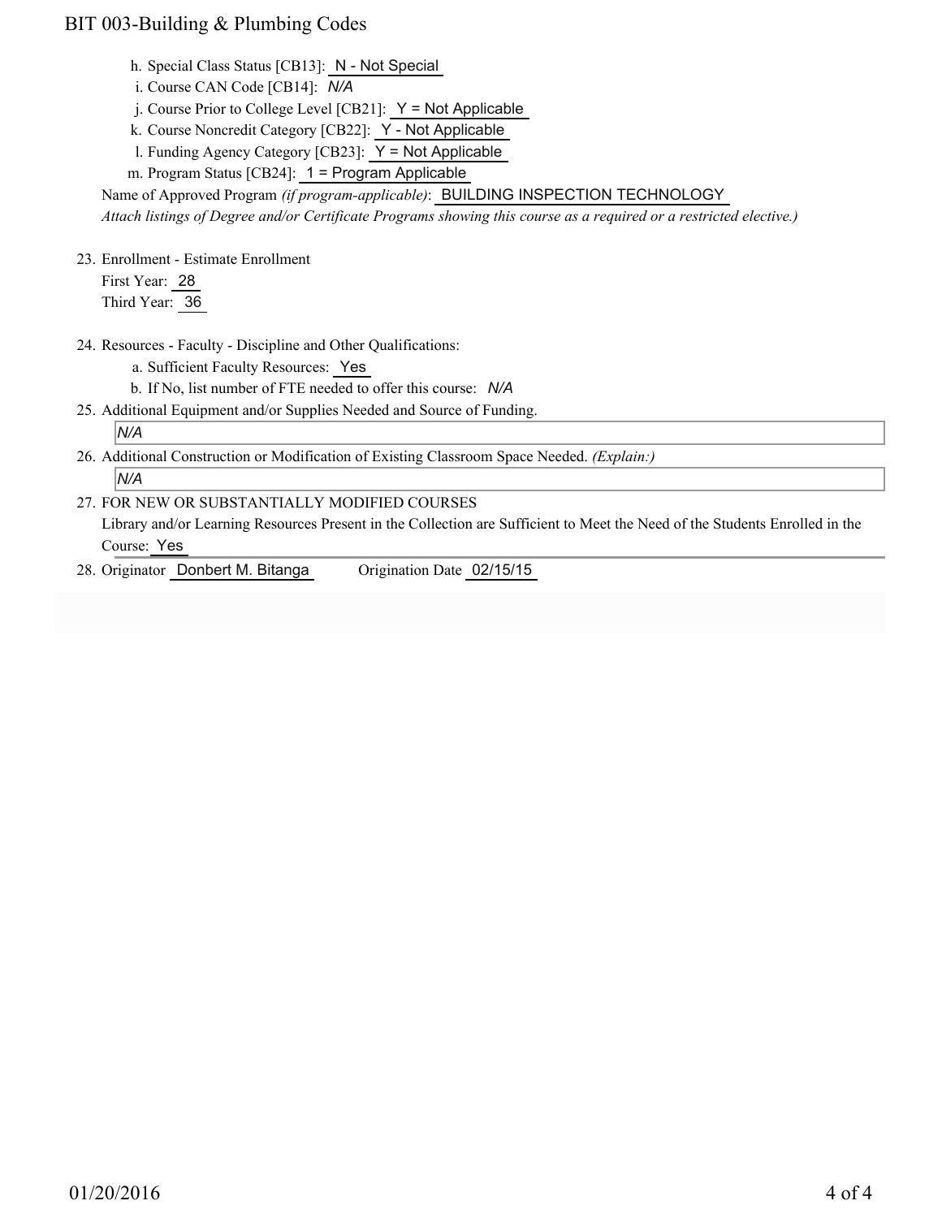h. Special Class Status [CB13]: N - Not Special

i. Course CAN Code [CB14]: *N/A*

j. Course Prior to College Level [CB21]: Y = Not Applicable

k. Course Noncredit Category [CB22]: Y - Not Applicable

l. Funding Agency Category [CB23]: Y = Not Applicable

m. Program Status [CB24]: 1 = Program Applicable

Name of Approved Program *(if program-applicable)*: BUILDING INSPECTION TECHNOLOGY

*Attach listings of Degree and/or Certificate Programs showing this course as a required or a restricted elective.)*

23. Enrollment - Estimate Enrollment

    First Year: 28

    Third Year: 36

24. Resources - Faculty - Discipline and Other Qualifications:

    a. Sufficient Faculty Resources: Yes

    b. If No, list number of FTE needed to offer this course: *N/A*

25. Additional Equipment and/or Supplies Needed and Source of Funding.

    *N/A*

26. Additional Construction or Modification of Existing Classroom Space Needed. *(Explain:)*

    *N/A*

27. FOR NEW OR SUBSTANTIALLY MODIFIED COURSES

    Library and/or Learning Resources Present in the Collection are Sufficient to Meet the Need of the Students Enrolled in the Course: Yes

28. Originator Donbert M. Bitanga Origination Date 02/15/15